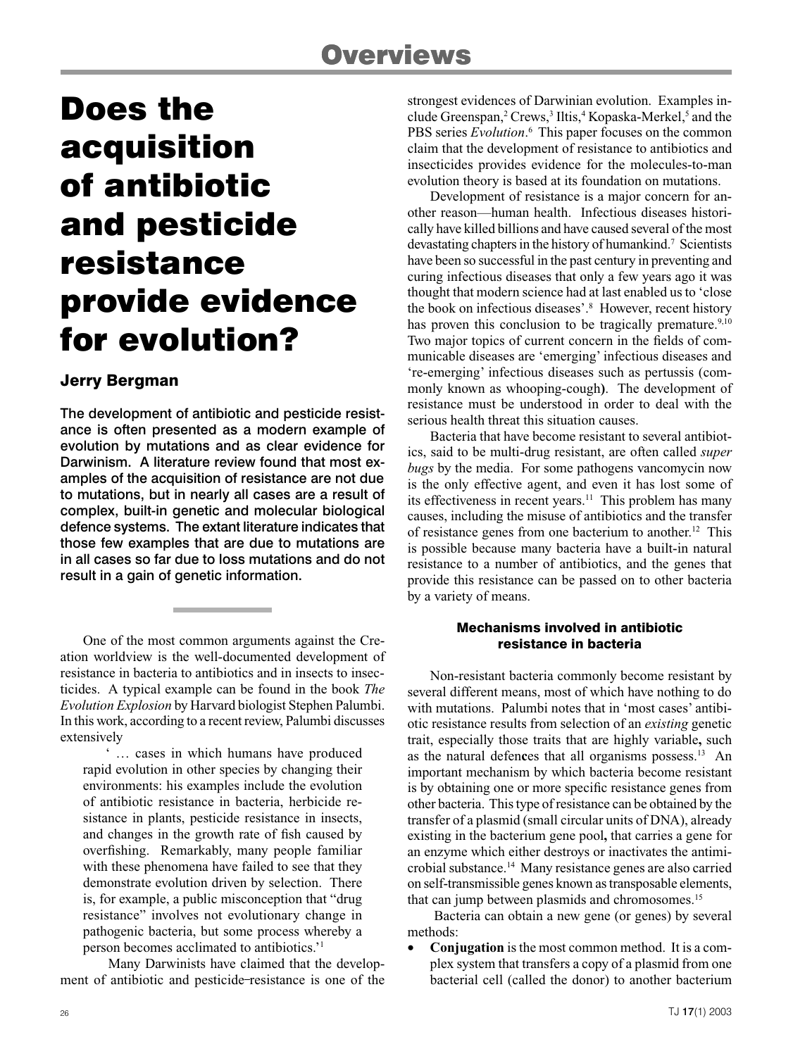Overviews

# Does the acquisition of antibiotic and pesticide resistance provide evidence for evolution?

### Jerry Bergman

**The development of antibiotic and pesticide resistance is often presented as a modern example of evolution by mutations and as clear evidence for Darwinism. A literature review found that most examples of the acquisition of resistance are not due to mutations, but in nearly all cases are a result of complex, built-in genetic and molecular biological defence systems. The extant literature indicates that those few examples that are due to mutations are in all cases so far due to loss mutations and do not result in a gain of genetic information.**

One of the most common arguments against the Creation worldview is the well-documented development of resistance in bacteria to antibiotics and in insects to insecticides. A typical example can be found in the book *The Evolution Explosion* by Harvard biologist Stephen Palumbi. In this work, according to a recent review, Palumbi discusses extensively

> '… cases in which humans have produced rapid evolution in other species by changing their environments: his examples include the evolution of antibiotic resistance in bacteria, herbicide resistance in plants, pesticide resistance in insects, and changes in the growth rate of fish caused by overfishing. Remarkably, many people familiar with these phenomena have failed to see that they demonstrate evolution driven by selection. There is, for example, a public misconception that "drug resistance" involves not evolutionary change in pathogenic bacteria, but some process whereby a person becomes acclimated to antibiotics.'[1]

Many Darwinists have claimed that the development of antibiotic and pesticide–resistance is one of the strongest evidences of Darwinian evolution. Examples include Greenspan,[2] Crews,[3] Iltis,[4] Kopaska-Merkel,[5] and the PBS series *Evolution*.[6] This paper focuses on the common claim that the development of resistance to antibiotics and insecticides provides evidence for the molecules-to-man evolution theory is based at its foundation on mutations.

Development of resistance is a major concern for another reason—human health. Infectious diseases historically have killed billions and have caused several of the most devastating chapters in the history of humankind.[7] Scientists have been so successful in the past century in preventing and curing infectious diseases that only a few years ago it was thought that modern science had at last enabled us to 'close the book on infectious diseases'.[8] However, recent history has proven this conclusion to be tragically premature.[9,10] Two major topics of current concern in the fields of communicable diseases are 'emerging' infectious diseases and 're-emerging' infectious diseases such as pertussis (commonly known as whooping-cough). The development of resistance must be understood in order to deal with the serious health threat this situation causes.

Bacteria that have become resistant to several antibiotics, said to be multi-drug resistant, are often called *super bugs* by the media. For some pathogens vancomycin now is the only effective agent, and even it has lost some of its effectiveness in recent years.[11] This problem has many causes, including the misuse of antibiotics and the transfer of resistance genes from one bacterium to another.[12] This is possible because many bacteria have a built-in natural resistance to a number of antibiotics, and the genes that provide this resistance can be passed on to other bacteria by a variety of means.

#### Mechanisms involved in antibiotic resistance in bacteria

Non-resistant bacteria commonly become resistant by several different means, most of which have nothing to do with mutations. Palumbi notes that in 'most cases' antibiotic resistance results from selection of an *existing* genetic trait, especially those traits that are highly variable, such as the natural defences that all organisms possess.[13] An important mechanism by which bacteria become resistant is by obtaining one or more specific resistance genes from other bacteria. This type of resistance can be obtained by the transfer of a plasmid (small circular units of DNA), already existing in the bacterium gene pool, that carries a gene for an enzyme which either destroys or inactivates the antimicrobial substance.[14] Many resistance genes are also carried on self-transmissible genes known as transposable elements, that can jump between plasmids and chromosomes.[15]

Bacteria can obtain a new gene (or genes) by several methods:

- **Conjugation** is the most common method. It is a complex system that transfers a copy of a plasmid from one bacterial cell (called the donor) to another bacterium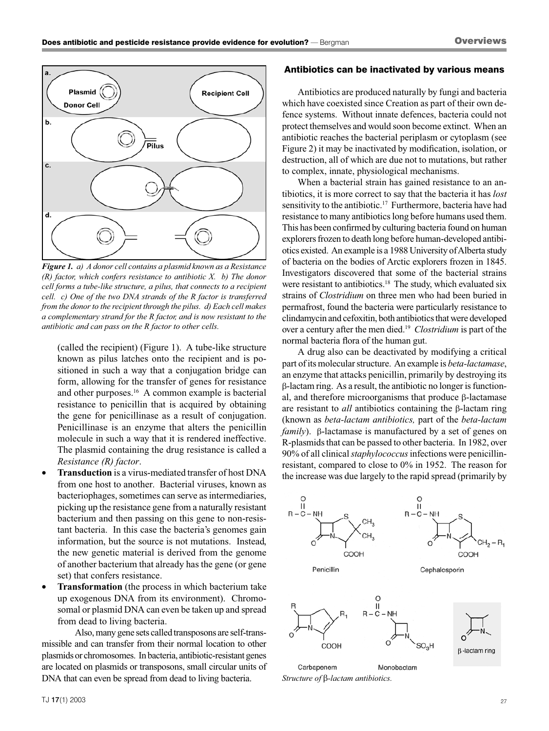*Figure 1. a) A donor cell contains a plasmid known as a Resistance (R) factor, which confers resistance to antibiotic X. b) The donor cell forms a tube-like structure, a pilus, that connects to a recipient cell. c) One of the two DNA strands of the R factor is transferred from the donor to the recipient through the pilus. d) Each cell makes a complementary strand for the R factor, and is now resistant to the antibiotic and can pass on the R factor to other cells.*

(called the recipient) (Figure 1). A tube-like structure known as pilus latches onto the recipient and is positioned in such a way that a conjugation bridge can form, allowing for the transfer of genes for resistance and other purposes.[16] A common example is bacterial resistance to penicillin that is acquired by obtaining the gene for penicillinase as a result of conjugation. Penicillinase is an enzyme that alters the penicillin molecule in such a way that it is rendered ineffective. The plasmid containing the drug resistance is called a *Resistance (R) factor*.

- **Transduction** is a virus-mediated transfer of host DNA from one host to another. Bacterial viruses, known as bacteriophages, sometimes can serve as intermediaries, picking up the resistance gene from a naturally resistant bacterium and then passing on this gene to non-resistant bacteria. In this case the bacteria's genomes gain information, but the source is not mutations. Instead, the new genetic material is derived from the genome of another bacterium that already has the gene (or gene set) that confers resistance.
- **Transformation** (the process in which bacterium take up exogenous DNA from its environment). Chromosomal or plasmid DNA can even be taken up and spread from dead to living bacteria.

Also, many gene sets called transposons are self-transmissible and can transfer from their normal location to other plasmids or chromosomes. In bacteria, antibiotic-resistant genes are located on plasmids or transposons, small circular units of DNA that can even be spread from dead to living bacteria.

## Antibiotics can be inactivated by various means

Antibiotics are produced naturally by fungi and bacteria which have coexisted since Creation as part of their own defence systems. Without innate defences, bacteria could not protect themselves and would soon become extinct. When an antibiotic reaches the bacterial periplasm or cytoplasm (see Figure 2) it may be inactivated by modification, isolation, or destruction, all of which are due not to mutations, but rather to complex, innate, physiological mechanisms.

When a bacterial strain has gained resistance to an antibiotics, it is more correct to say that the bacteria it has *lost* sensitivity to the antibiotic.[17] Furthermore, bacteria have had resistance to many antibiotics long before humans used them. This has been confirmed by culturing bacteria found on human explorers frozen to death long before human-developed antibiotics existed. An example is a 1988 University of Alberta study of bacteria on the bodies of Arctic explorers frozen in 1845. Investigators discovered that some of the bacterial strains were resistant to antibiotics.[18] The study, which evaluated six strains of *Clostridium* on three men who had been buried in permafrost, found the bacteria were particularly resistance to clindamycin and cefoxitin, both antibiotics that were developed over a century after the men died.[19] *Clostridium* is part of the normal bacteria flora of the human gut.

A drug also can be deactivated by modifying a critical part of its molecular structure. An example is *beta-lactamase*, an enzyme that attacks penicillin, primarily by destroying its β-lactam ring. As a result, the antibiotic no longer is functional, and therefore microorganisms that produce β-lactamase are resistant to *all* antibiotics containing the β-lactam ring (known as *beta-lactam antibiotics,* part of the *beta-lactam family*). β-lactamase is manufactured by a set of genes on R-plasmids that can be passed to other bacteria. In 1982, over 90% of all clinical *staphylococcus* infections were penicillin-resistant, compared to close to 0% in 1952. The reason for the increase was due largely to the rapid spread (primarily by

Penicillin

Cephalosporin

Carbapenem

Monobactam

β-lactam ring

*Structure of β-lactam antibiotics.*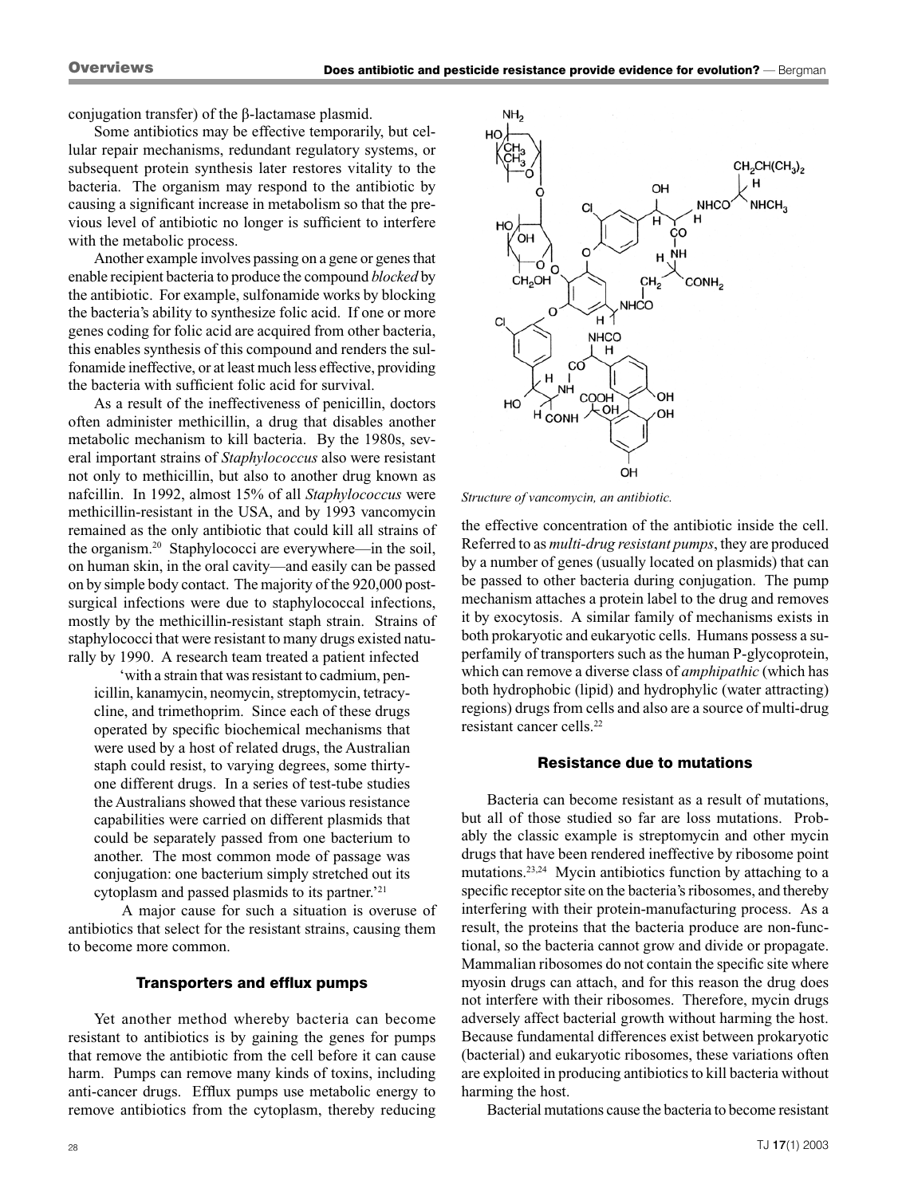conjugation transfer) of the β-lactamase plasmid.

Some antibiotics may be effective temporarily, but cellular repair mechanisms, redundant regulatory systems, or subsequent protein synthesis later restores vitality to the bacteria. The organism may respond to the antibiotic by causing a significant increase in metabolism so that the previous level of antibiotic no longer is sufficient to interfere with the metabolic process.

Another example involves passing on a gene or genes that enable recipient bacteria to produce the compound *blocked* by the antibiotic. For example, sulfonamide works by blocking the bacteria's ability to synthesize folic acid. If one or more genes coding for folic acid are acquired from other bacteria, this enables synthesis of this compound and renders the sulfonamide ineffective, or at least much less effective, providing the bacteria with sufficient folic acid for survival.

As a result of the ineffectiveness of penicillin, doctors often administer methicillin, a drug that disables another metabolic mechanism to kill bacteria. By the 1980s, several important strains of *Staphylococcus* also were resistant not only to methicillin, but also to another drug known as nafcillin. In 1992, almost 15% of all *Staphylococcus* were methicillin-resistant in the USA, and by 1993 vancomycin remained as the only antibiotic that could kill all strains of the organism.[20] Staphylococci are everywhere—in the soil, on human skin, in the oral cavity—and easily can be passed on by simple body contact. The majority of the 920,000 post-surgical infections were due to staphylococcal infections, mostly by the methicillin-resistant staph strain. Strains of staphylococci that were resistant to many drugs existed naturally by 1990. A research team treated a patient infected

> 'with a strain that was resistant to cadmium, penicillin, kanamycin, neomycin, streptomycin, tetracycline, and trimethoprim. Since each of these drugs operated by specific biochemical mechanisms that were used by a host of related drugs, the Australian staph could resist, to varying degrees, some thirty-one different drugs. In a series of test-tube studies the Australians showed that these various resistance capabilities were carried on different plasmids that could be separately passed from one bacterium to another. The most common mode of passage was conjugation: one bacterium simply stretched out its cytoplasm and passed plasmids to its partner.'[21]

A major cause for such a situation is overuse of antibiotics that select for the resistant strains, causing them to become more common.

### Transporters and efflux pumps

Yet another method whereby bacteria can become resistant to antibiotics is by gaining the genes for pumps that remove the antibiotic from the cell before it can cause harm. Pumps can remove many kinds of toxins, including anti-cancer drugs. Efflux pumps use metabolic energy to remove antibiotics from the cytoplasm, thereby reducing the effective concentration of the antibiotic inside the cell. Referred to as *multi-drug resistant pumps*, they are produced by a number of genes (usually located on plasmids) that can be passed to other bacteria during conjugation. The pump mechanism attaches a protein label to the drug and removes it by exocytosis. A similar family of mechanisms exists in both prokaryotic and eukaryotic cells. Humans possess a superfamily of transporters such as the human P-glycoprotein, which can remove a diverse class of *amphipathic* (which has both hydrophobic (lipid) and hydrophylic (water attracting) regions) drugs from cells and also are a source of multi-drug resistant cancer cells.[22]

*Structure of vancomycin, an antibiotic.*

### Resistance due to mutations

Bacteria can become resistant as a result of mutations, but all of those studied so far are loss mutations. Probably the classic example is streptomycin and other mycin drugs that have been rendered ineffective by ribosome point mutations.[23,24] Mycin antibiotics function by attaching to a specific receptor site on the bacteria's ribosomes, and thereby interfering with their protein-manufacturing process. As a result, the proteins that the bacteria produce are non-functional, so the bacteria cannot grow and divide or propagate. Mammalian ribosomes do not contain the specific site where myosin drugs can attach, and for this reason the drug does not interfere with their ribosomes. Therefore, mycin drugs adversely affect bacterial growth without harming the host. Because fundamental differences exist between prokaryotic (bacterial) and eukaryotic ribosomes, these variations often are exploited in producing antibiotics to kill bacteria without harming the host.

Bacterial mutations cause the bacteria to become resistant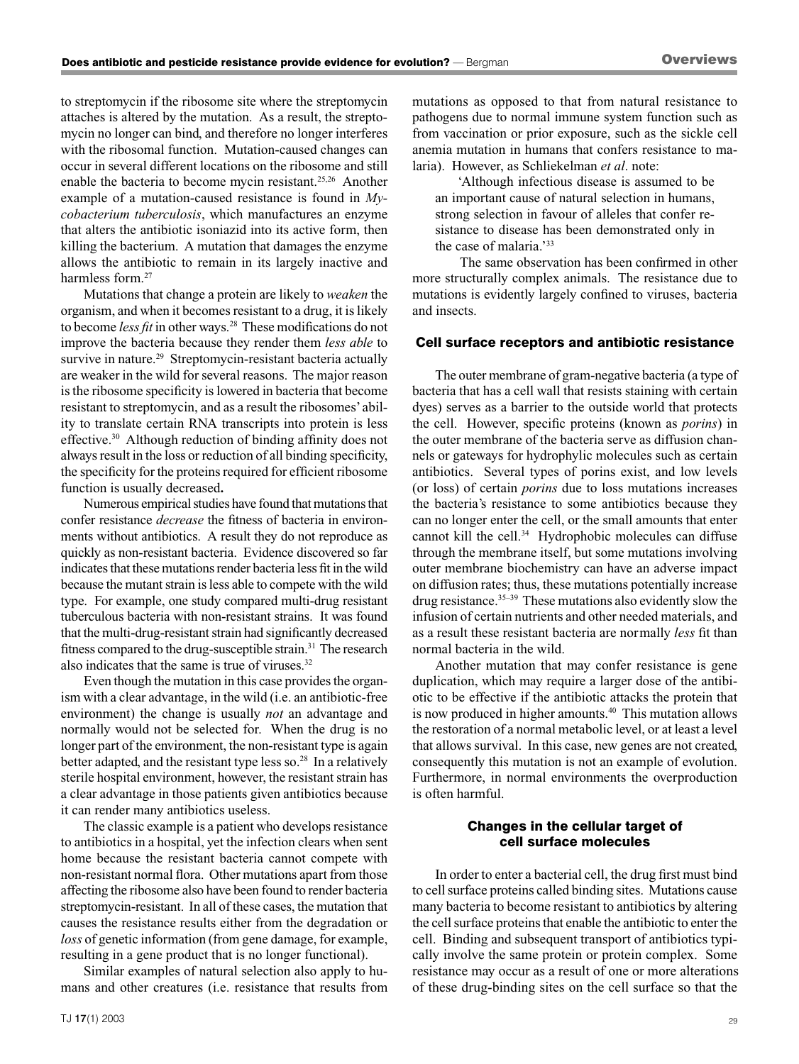to streptomycin if the ribosome site where the streptomycin attaches is altered by the mutation. As a result, the streptomycin no longer can bind, and therefore no longer interferes with the ribosomal function. Mutation-caused changes can occur in several different locations on the ribosome and still enable the bacteria to become mycin resistant.[25,26] Another example of a mutation-caused resistance is found in *Mycobacterium tuberculosis*, which manufactures an enzyme that alters the antibiotic isoniazid into its active form, then killing the bacterium. A mutation that damages the enzyme allows the antibiotic to remain in its largely inactive and harmless form.[27]

Mutations that change a protein are likely to *weaken* the organism, and when it becomes resistant to a drug, it is likely to become *less fit* in other ways.[28] These modifications do not improve the bacteria because they render them *less able* to survive in nature.[29] Streptomycin-resistant bacteria actually are weaker in the wild for several reasons. The major reason is the ribosome specificity is lowered in bacteria that become resistant to streptomycin, and as a result the ribosomes' ability to translate certain RNA transcripts into protein is less effective.[30] Although reduction of binding affinity does not always result in the loss or reduction of all binding specificity, the specificity for the proteins required for efficient ribosome function is usually decreased**.**

Numerous empirical studies have found that mutations that confer resistance *decrease* the fitness of bacteria in environments without antibiotics. A result they do not reproduce as quickly as non-resistant bacteria. Evidence discovered so far indicates that these mutations render bacteria less fit in the wild because the mutant strain is less able to compete with the wild type. For example, one study compared multi-drug resistant tuberculous bacteria with non-resistant strains. It was found that the multi-drug-resistant strain had significantly decreased fitness compared to the drug-susceptible strain.[31] The research also indicates that the same is true of viruses.[32]

Even though the mutation in this case provides the organism with a clear advantage, in the wild (i.e. an antibiotic-free environment) the change is usually *not* an advantage and normally would not be selected for. When the drug is no longer part of the environment, the non-resistant type is again better adapted, and the resistant type less so.[28] In a relatively sterile hospital environment, however, the resistant strain has a clear advantage in those patients given antibiotics because it can render many antibiotics useless.

The classic example is a patient who develops resistance to antibiotics in a hospital, yet the infection clears when sent home because the resistant bacteria cannot compete with non-resistant normal flora. Other mutations apart from those affecting the ribosome also have been found to render bacteria streptomycin-resistant. In all of these cases, the mutation that causes the resistance results either from the degradation or *loss* of genetic information (from gene damage, for example, resulting in a gene product that is no longer functional).

Similar examples of natural selection also apply to humans and other creatures (i.e. resistance that results from mutations as opposed to that from natural resistance to pathogens due to normal immune system function such as from vaccination or prior exposure, such as the sickle cell anemia mutation in humans that confers resistance to malaria). However, as Schliekelman *et al*. note:

> 'Although infectious disease is assumed to be an important cause of natural selection in humans, strong selection in favour of alleles that confer resistance to disease has been demonstrated only in the case of malaria.'[33]

The same observation has been confirmed in other more structurally complex animals. The resistance due to mutations is evidently largely confined to viruses, bacteria and insects.

## Cell surface receptors and antibiotic resistance

The outer membrane of gram-negative bacteria (a type of bacteria that has a cell wall that resists staining with certain dyes) serves as a barrier to the outside world that protects the cell. However, specific proteins (known as *porins*) in the outer membrane of the bacteria serve as diffusion channels or gateways for hydrophylic molecules such as certain antibiotics. Several types of porins exist, and low levels (or loss) of certain *porins* due to loss mutations increases the bacteria's resistance to some antibiotics because they can no longer enter the cell, or the small amounts that enter cannot kill the cell.[34] Hydrophobic molecules can diffuse through the membrane itself, but some mutations involving outer membrane biochemistry can have an adverse impact on diffusion rates; thus, these mutations potentially increase drug resistance.[35–39] These mutations also evidently slow the infusion of certain nutrients and other needed materials, and as a result these resistant bacteria are normally *less* fit than normal bacteria in the wild.

Another mutation that may confer resistance is gene duplication, which may require a larger dose of the antibiotic to be effective if the antibiotic attacks the protein that is now produced in higher amounts.[40] This mutation allows the restoration of a normal metabolic level, or at least a level that allows survival. In this case, new genes are not created, consequently this mutation is not an example of evolution. Furthermore, in normal environments the overproduction is often harmful.

### Changes in the cellular target of cell surface molecules

In order to enter a bacterial cell, the drug first must bind to cell surface proteins called binding sites. Mutations cause many bacteria to become resistant to antibiotics by altering the cell surface proteins that enable the antibiotic to enter the cell. Binding and subsequent transport of antibiotics typically involve the same protein or protein complex. Some resistance may occur as a result of one or more alterations of these drug-binding sites on the cell surface so that the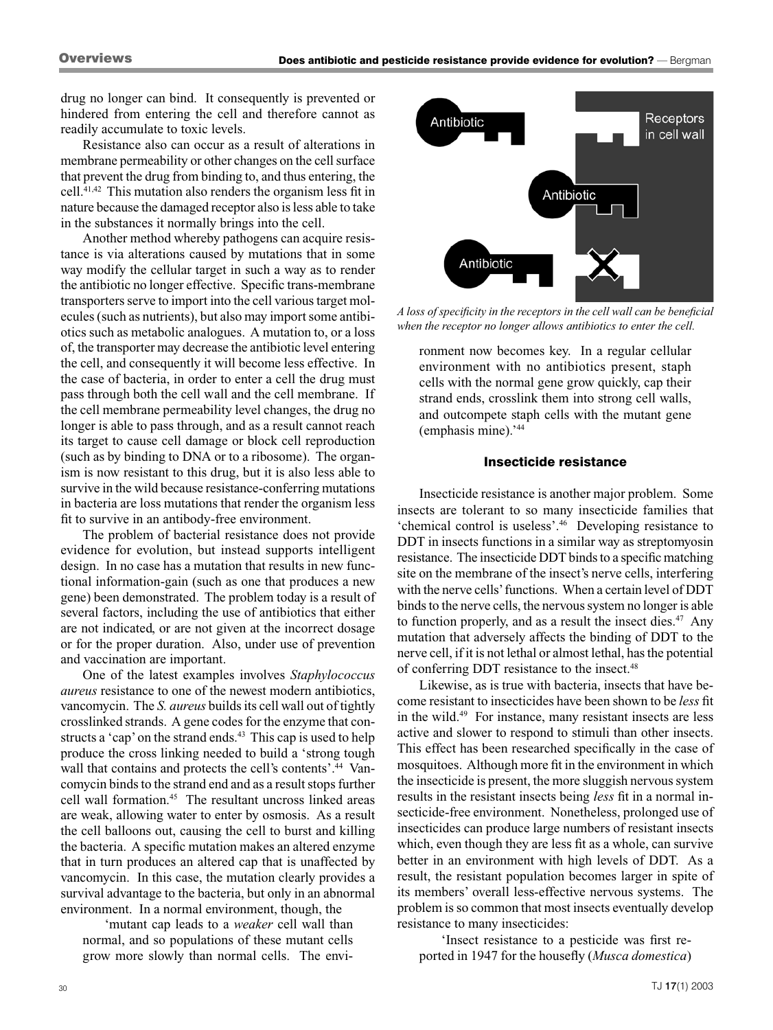drug no longer can bind. It consequently is prevented or hindered from entering the cell and therefore cannot as readily accumulate to toxic levels.

Resistance also can occur as a result of alterations in membrane permeability or other changes on the cell surface that prevent the drug from binding to, and thus entering, the cell.[41,42] This mutation also renders the organism less fit in nature because the damaged receptor also is less able to take in the substances it normally brings into the cell.

Another method whereby pathogens can acquire resistance is via alterations caused by mutations that in some way modify the cellular target in such a way as to render the antibiotic no longer effective. Specific trans-membrane transporters serve to import into the cell various target molecules (such as nutrients), but also may import some antibiotics such as metabolic analogues. A mutation to, or a loss of, the transporter may decrease the antibiotic level entering the cell, and consequently it will become less effective. In the case of bacteria, in order to enter a cell the drug must pass through both the cell wall and the cell membrane. If the cell membrane permeability level changes, the drug no longer is able to pass through, and as a result cannot reach its target to cause cell damage or block cell reproduction (such as by binding to DNA or to a ribosome). The organism is now resistant to this drug, but it is also less able to survive in the wild because resistance-conferring mutations in bacteria are loss mutations that render the organism less fit to survive in an antibody-free environment.

The problem of bacterial resistance does not provide evidence for evolution, but instead supports intelligent design. In no case has a mutation that results in new functional information-gain (such as one that produces a new gene) been demonstrated. The problem today is a result of several factors, including the use of antibiotics that either are not indicated, or are not given at the incorrect dosage or for the proper duration. Also, under use of prevention and vaccination are important.

One of the latest examples involves *Staphylococcus aureus* resistance to one of the newest modern antibiotics, vancomycin. The *S. aureus* builds its cell wall out of tightly crosslinked strands. A gene codes for the enzyme that constructs a 'cap' on the strand ends.[43] This cap is used to help produce the cross linking needed to build a 'strong tough wall that contains and protects the cell's contents'.[44] Vancomycin binds to the strand end and as a result stops further cell wall formation.[45] The resultant uncross linked areas are weak, allowing water to enter by osmosis. As a result the cell balloons out, causing the cell to burst and killing the bacteria. A specific mutation makes an altered enzyme that in turn produces an altered cap that is unaffected by vancomycin. In this case, the mutation clearly provides a survival advantage to the bacteria, but only in an abnormal environment. In a normal environment, though, the

> 'mutant cap leads to a *weaker* cell wall than normal, and so populations of these mutant cells grow more slowly than normal cells. The environment now becomes key. In a regular cellular environment with no antibiotics present, staph cells with the normal gene grow quickly, cap their strand ends, crosslink them into strong cell walls, and outcompete staph cells with the mutant gene (emphasis mine).'[44]

*A loss of specificity in the receptors in the cell wall can be beneficial when the receptor no longer allows antibiotics to enter the cell.*

## Insecticide resistance

Insecticide resistance is another major problem. Some insects are tolerant to so many insecticide families that 'chemical control is useless'.[46] Developing resistance to DDT in insects functions in a similar way as streptomyosin resistance. The insecticide DDT binds to a specific matching site on the membrane of the insect's nerve cells, interfering with the nerve cells' functions. When a certain level of DDT binds to the nerve cells, the nervous system no longer is able to function properly, and as a result the insect dies.[47] Any mutation that adversely affects the binding of DDT to the nerve cell, if it is not lethal or almost lethal, has the potential of conferring DDT resistance to the insect.[48]

Likewise, as is true with bacteria, insects that have become resistant to insecticides have been shown to be *less* fit in the wild.[49] For instance, many resistant insects are less active and slower to respond to stimuli than other insects. This effect has been researched specifically in the case of mosquitoes. Although more fit in the environment in which the insecticide is present, the more sluggish nervous system results in the resistant insects being *less* fit in a normal insecticide-free environment. Nonetheless, prolonged use of insecticides can produce large numbers of resistant insects which, even though they are less fit as a whole, can survive better in an environment with high levels of DDT. As a result, the resistant population becomes larger in spite of its members' overall less-effective nervous systems. The problem is so common that most insects eventually develop resistance to many insecticides:

> 'Insect resistance to a pesticide was first reported in 1947 for the housefly (*Musca domestica*)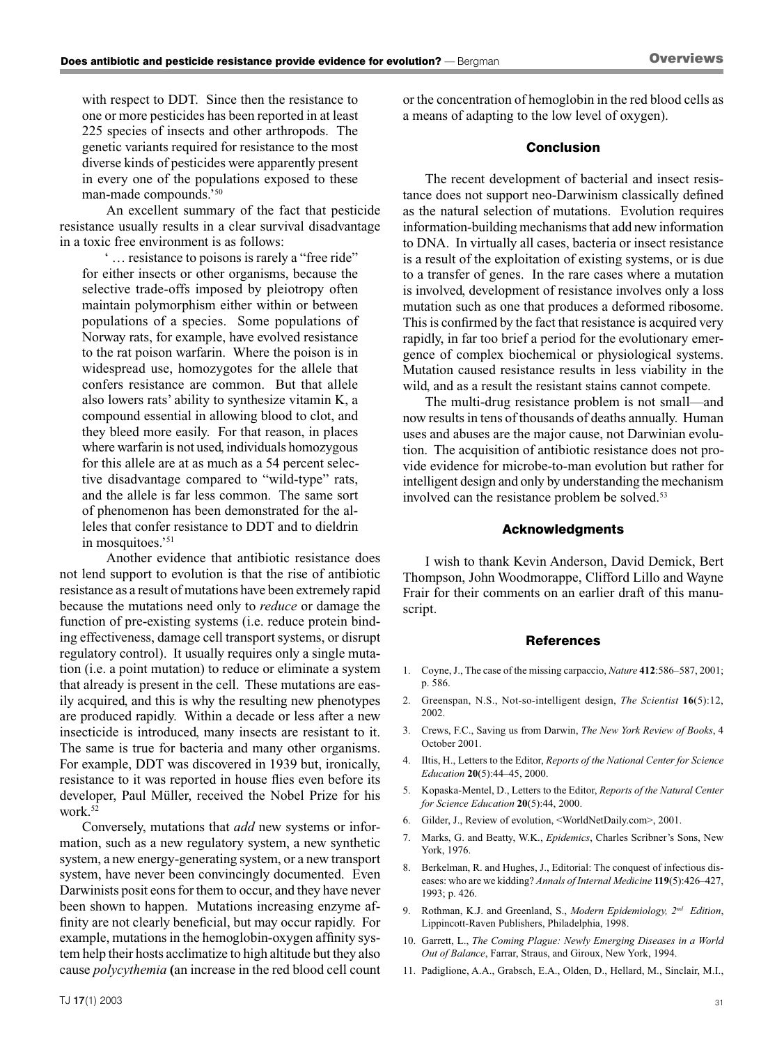with respect to DDT. Since then the resistance to one or more pesticides has been reported in at least 225 species of insects and other arthropods. The genetic variants required for resistance to the most diverse kinds of pesticides were apparently present in every one of the populations exposed to these man-made compounds.'[50]

An excellent summary of the fact that pesticide resistance usually results in a clear survival disadvantage in a toxic free environment is as follows:

> '… resistance to poisons is rarely a "free ride" for either insects or other organisms, because the selective trade-offs imposed by pleiotropy often maintain polymorphism either within or between populations of a species. Some populations of Norway rats, for example, have evolved resistance to the rat poison warfarin. Where the poison is in widespread use, homozygotes for the allele that confers resistance are common. But that allele also lowers rats' ability to synthesize vitamin K, a compound essential in allowing blood to clot, and they bleed more easily. For that reason, in places where warfarin is not used, individuals homozygous for this allele are at as much as a 54 percent selective disadvantage compared to "wild-type" rats, and the allele is far less common. The same sort of phenomenon has been demonstrated for the alleles that confer resistance to DDT and to dieldrin in mosquitoes.'[51]

Another evidence that antibiotic resistance does not lend support to evolution is that the rise of antibiotic resistance as a result of mutations have been extremely rapid because the mutations need only to *reduce* or damage the function of pre-existing systems (i.e. reduce protein binding effectiveness, damage cell transport systems, or disrupt regulatory control). It usually requires only a single mutation (i.e. a point mutation) to reduce or eliminate a system that already is present in the cell. These mutations are easily acquired, and this is why the resulting new phenotypes are produced rapidly. Within a decade or less after a new insecticide is introduced, many insects are resistant to it. The same is true for bacteria and many other organisms. For example, DDT was discovered in 1939 but, ironically, resistance to it was reported in house flies even before its developer, Paul Müller, received the Nobel Prize for his work.[52]

Conversely, mutations that *add* new systems or information, such as a new regulatory system, a new synthetic system, a new energy-generating system, or a new transport system, have never been convincingly documented. Even Darwinists posit eons for them to occur, and they have never been shown to happen. Mutations increasing enzyme affinity are not clearly beneficial, but may occur rapidly. For example, mutations in the hemoglobin-oxygen affinity system help their hosts acclimatize to high altitude but they also cause *polycythemia* (an increase in the red blood cell count or the concentration of hemoglobin in the red blood cells as a means of adapting to the low level of oxygen).

## Conclusion

The recent development of bacterial and insect resistance does not support neo-Darwinism classically defined as the natural selection of mutations. Evolution requires information-building mechanisms that add new information to DNA. In virtually all cases, bacteria or insect resistance is a result of the exploitation of existing systems, or is due to a transfer of genes. In the rare cases where a mutation is involved, development of resistance involves only a loss mutation such as one that produces a deformed ribosome. This is confirmed by the fact that resistance is acquired very rapidly, in far too brief a period for the evolutionary emergence of complex biochemical or physiological systems. Mutation caused resistance results in less viability in the wild, and as a result the resistant stains cannot compete.

The multi-drug resistance problem is not small—and now results in tens of thousands of deaths annually. Human uses and abuses are the major cause, not Darwinian evolution. The acquisition of antibiotic resistance does not provide evidence for microbe-to-man evolution but rather for intelligent design and only by understanding the mechanism involved can the resistance problem be solved.[53]

## Acknowledgments

I wish to thank Kevin Anderson, David Demick, Bert Thompson, John Woodmorappe, Clifford Lillo and Wayne Frair for their comments on an earlier draft of this manuscript.

## References

1. Coyne, J., The case of the missing carpaccio, *Nature* **412**:586–587, 2001; p. 586.
2. Greenspan, N.S., Not-so-intelligent design, *The Scientist* **16**(5):12, 2002.
3. Crews, F.C., Saving us from Darwin, *The New York Review of Books*, 4 October 2001.
4. Iltis, H., Letters to the Editor, *Reports of the National Center for Science Education* **20**(5):44–45, 2000.
5. Kopaska-Mentel, D., Letters to the Editor, *Reports of the Natural Center for Science Education* **20**(5):44, 2000.
6. Gilder, J., Review of evolution, <WorldNetDaily.com>, 2001.
7. Marks, G. and Beatty, W.K., *Epidemics*, Charles Scribner's Sons, New York, 1976.
8. Berkelman, R. and Hughes, J., Editorial: The conquest of infectious diseases: who are we kidding? *Annals of Internal Medicine* **119**(5):426–427, 1993; p. 426.
9. Rothman, K.J. and Greenland, S., *Modern Epidemiology, 2nd Edition*, Lippincott-Raven Publishers, Philadelphia, 1998.
10. Garrett, L., *The Coming Plague: Newly Emerging Diseases in a World Out of Balance*, Farrar, Straus, and Giroux, New York, 1994.
11. Padiglione, A.A., Grabsch, E.A., Olden, D., Hellard, M., Sinclair, M.I.,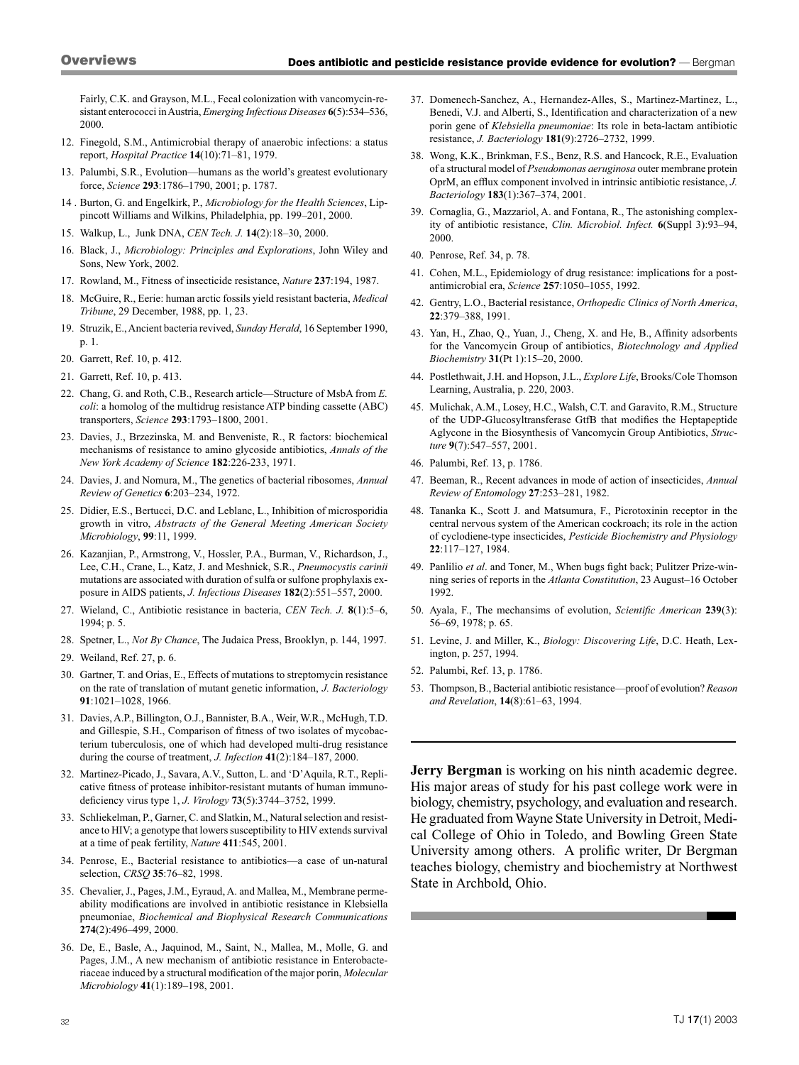Fairly, C.K. and Grayson, M.L., Fecal colonization with vancomycin-resistant enterococci in Austria, *Emerging Infectious Diseases* **6**(5):534–536, 2000.

12. Finegold, S.M., Antimicrobial therapy of anaerobic infections: a status report, *Hospital Practice* **14**(10):71–81, 1979.
13. Palumbi, S.R., Evolution—humans as the world's greatest evolutionary force, *Science* **293**:1786–1790, 2001; p. 1787.
14. Burton, G. and Engelkirk, P., *Microbiology for the Health Sciences*, Lippincott Williams and Wilkins, Philadelphia, pp. 199–201, 2000.
15. Walkup, L., Junk DNA, *CEN Tech. J.* **14**(2):18–30, 2000.
16. Black, J., *Microbiology: Principles and Explorations*, John Wiley and Sons, New York, 2002.
17. Rowland, M., Fitness of insecticide resistance, *Nature* **237**:194, 1987.
18. McGuire, R., Eerie: human arctic fossils yield resistant bacteria, *Medical Tribune*, 29 December, 1988, pp. 1, 23.
19. Struzik, E., Ancient bacteria revived, *Sunday Herald*, 16 September 1990, p. 1.
20. Garrett, Ref. 10, p. 412.
21. Garrett, Ref. 10, p. 413.
22. Chang, G. and Roth, C.B., Research article—Structure of MsbA from *E. coli*: a homolog of the multidrug resistance ATP binding cassette (ABC) transporters, *Science* **293**:1793–1800, 2001.
23. Davies, J., Brzezinska, M. and Benveniste, R., R factors: biochemical mechanisms of resistance to amino glycoside antibiotics, *Annals of the New York Academy of Science* **182**:226-233, 1971.
24. Davies, J. and Nomura, M., The genetics of bacterial ribosomes, *Annual Review of Genetics* **6**:203–234, 1972.
25. Didier, E.S., Bertucci, D.C. and Leblanc, L., Inhibition of microsporidia growth in vitro, *Abstracts of the General Meeting American Society Microbiology*, **99**:11, 1999.
26. Kazanjian, P., Armstrong, V., Hossler, P.A., Burman, V., Richardson, J., Lee, C.H., Crane, L., Katz, J. and Meshnick, S.R., *Pneumocystis carinii* mutations are associated with duration of sulfa or sulfone prophylaxis exposure in AIDS patients, *J. Infectious Diseases* **182**(2):551–557, 2000.
27. Wieland, C., Antibiotic resistance in bacteria, *CEN Tech. J.* **8**(1):5–6, 1994; p. 5.
28. Spetner, L., *Not By Chance*, The Judaica Press, Brooklyn, p. 144, 1997.
29. Weiland, Ref. 27, p. 6.
30. Gartner, T. and Orias, E., Effects of mutations to streptomycin resistance on the rate of translation of mutant genetic information, *J. Bacteriology* **91**:1021–1028, 1966.
31. Davies, A.P., Billington, O.J., Bannister, B.A., Weir, W.R., McHugh, T.D. and Gillespie, S.H., Comparison of fitness of two isolates of mycobacterium tuberculosis, one of which had developed multi-drug resistance during the course of treatment, *J. Infection* **41**(2):184–187, 2000.
32. Martinez-Picado, J., Savara, A.V., Sutton, L. and 'D'Aquila, R.T., Replicative fitness of protease inhibitor-resistant mutants of human immunodeficiency virus type 1, *J. Virology* **73**(5):3744–3752, 1999.
33. Schliekelman, P., Garner, C. and Slatkin, M., Natural selection and resistance to HIV; a genotype that lowers susceptibility to HIV extends survival at a time of peak fertility, *Nature* **411**:545, 2001.
34. Penrose, E., Bacterial resistance to antibiotics—a case of un-natural selection, *CRSQ* **35**:76–82, 1998.
35. Chevalier, J., Pages, J.M., Eyraud, A. and Mallea, M., Membrane permeability modifications are involved in antibiotic resistance in Klebsiella pneumoniae, *Biochemical and Biophysical Research Communications* **274**(2):496–499, 2000.
36. De, E., Basle, A., Jaquinod, M., Saint, N., Mallea, M., Molle, G. and Pages, J.M., A new mechanism of antibiotic resistance in Enterobacteriaceae induced by a structural modification of the major porin, *Molecular Microbiology* **41**(1):189–198, 2001.
37. Domenech-Sanchez, A., Hernandez-Alles, S., Martinez-Martinez, L., Benedi, V.J. and Alberti, S., Identification and characterization of a new porin gene of *Klebsiella pneumoniae*: Its role in beta-lactam antibiotic resistance, *J. Bacteriology* **181**(9):2726–2732, 1999.
38. Wong, K.K., Brinkman, F.S., Benz, R.S. and Hancock, R.E., Evaluation of a structural model of *Pseudomonas aeruginosa* outer membrane protein OprM, an efflux component involved in intrinsic antibiotic resistance, *J. Bacteriology* **183**(1):367–374, 2001.
39. Cornaglia, G., Mazzariol, A. and Fontana, R., The astonishing complexity of antibiotic resistance, *Clin. Microbiol. Infect.* **6**(Suppl 3):93–94, 2000.
40. Penrose, Ref. 34, p. 78.
41. Cohen, M.L., Epidemiology of drug resistance: implications for a post-antimicrobial era, *Science* **257**:1050–1055, 1992.
42. Gentry, L.O., Bacterial resistance, *Orthopedic Clinics of North America*, **22**:379–388, 1991.
43. Yan, H., Zhao, Q., Yuan, J., Cheng, X. and He, B., Affinity adsorbents for the Vancomycin Group of antibiotics, *Biotechnology and Applied Biochemistry* **31**(Pt 1):15–20, 2000.
44. Postlethwait, J.H. and Hopson, J.L., *Explore Life*, Brooks/Cole Thomson Learning, Australia, p. 220, 2003.
45. Mulichak, A.M., Losey, H.C., Walsh, C.T. and Garavito, R.M., Structure of the UDP-Glucosyltransferase GtfB that modifies the Heptapeptide Aglycone in the Biosynthesis of Vancomycin Group Antibiotics, *Structure* **9**(7):547–557, 2001.
46. Palumbi, Ref. 13, p. 1786.
47. Beeman, R., Recent advances in mode of action of insecticides, *Annual Review of Entomology* **27**:253–281, 1982.
48. Tananka K., Scott J. and Matsumura, F., Picrotoxinin receptor in the central nervous system of the American cockroach; its role in the action of cyclodiene-type insecticides, *Pesticide Biochemistry and Physiology* **22**:117–127, 1984.
49. Panlilio *et al*. and Toner, M., When bugs fight back; Pulitzer Prize-winning series of reports in the *Atlanta Constitution*, 23 August–16 October 1992.
50. Ayala, F., The mechansims of evolution, *Scientific American* **239**(3): 56–69, 1978; p. 65.
51. Levine, J. and Miller, K., *Biology: Discovering Life*, D.C. Heath, Lexington, p. 257, 1994.
52. Palumbi, Ref. 13, p. 1786.
53. Thompson, B., Bacterial antibiotic resistance—proof of evolution? *Reason and Revelation*, **14**(8):61–63, 1994.

---

**Jerry Bergman** is working on his ninth academic degree. His major areas of study for his past college work were in biology, chemistry, psychology, and evaluation and research. He graduated from Wayne State University in Detroit, Medical College of Ohio in Toledo, and Bowling Green State University among others. A prolific writer, Dr Bergman teaches biology, chemistry and biochemistry at Northwest State in Archbold, Ohio.